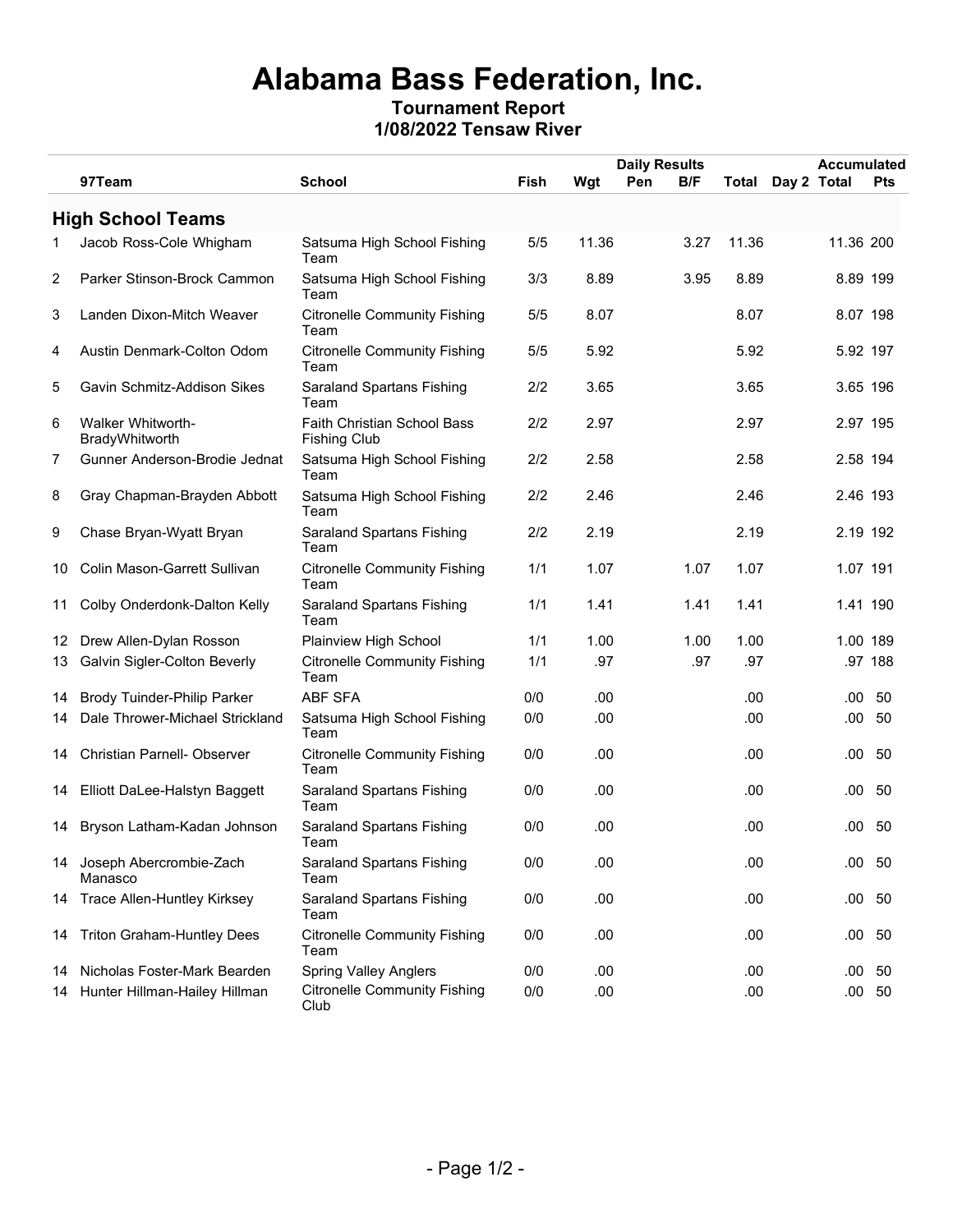# Alabama Bass Federation, Inc.

## Tournament Report

### 1/08/2022 Tensaw River

| | 97Team | School | Fish | Wgt | Pen | B/F | Total | Day 2 | Accumulated Total | Pts |
|---|---|---|---|---|---|---|---|---|---|---|
| **High School Teams** | | | | | | | | | | |
| 1 | Jacob Ross-Cole Whigham | Satsuma High School Fishing Team | 5/5 | 11.36 | | 3.27 | 11.36 | | 11.36 | 200 |
| 2 | Parker Stinson-Brock Cammon | Satsuma High School Fishing Team | 3/3 | 8.89 | | 3.95 | 8.89 | | 8.89 | 199 |
| 3 | Landen Dixon-Mitch Weaver | Citronelle Community Fishing Team | 5/5 | 8.07 | | | 8.07 | | 8.07 | 198 |
| 4 | Austin Denmark-Colton Odom | Citronelle Community Fishing Team | 5/5 | 5.92 | | | 5.92 | | 5.92 | 197 |
| 5 | Gavin Schmitz-Addison Sikes | Saraland Spartans Fishing Team | 2/2 | 3.65 | | | 3.65 | | 3.65 | 196 |
| 6 | Walker Whitworth-BradyWhitworth | Faith Christian School Bass Fishing Club | 2/2 | 2.97 | | | 2.97 | | 2.97 | 195 |
| 7 | Gunner Anderson-Brodie Jednat | Satsuma High School Fishing Team | 2/2 | 2.58 | | | 2.58 | | 2.58 | 194 |
| 8 | Gray Chapman-Brayden Abbott | Satsuma High School Fishing Team | 2/2 | 2.46 | | | 2.46 | | 2.46 | 193 |
| 9 | Chase Bryan-Wyatt Bryan | Saraland Spartans Fishing Team | 2/2 | 2.19 | | | 2.19 | | 2.19 | 192 |
| 10 | Colin Mason-Garrett Sullivan | Citronelle Community Fishing Team | 1/1 | 1.07 | | 1.07 | 1.07 | | 1.07 | 191 |
| 11 | Colby Onderdonk-Dalton Kelly | Saraland Spartans Fishing Team | 1/1 | 1.41 | | 1.41 | 1.41 | | 1.41 | 190 |
| 12 | Drew Allen-Dylan Rosson | Plainview High School | 1/1 | 1.00 | | 1.00 | 1.00 | | 1.00 | 189 |
| 13 | Galvin Sigler-Colton Beverly | Citronelle Community Fishing Team | 1/1 | .97 | | .97 | .97 | | .97 | 188 |
| 14 | Brody Tuinder-Philip Parker | ABF SFA | 0/0 | .00 | | | .00 | | .00 | 50 |
| 14 | Dale Thrower-Michael Strickland | Satsuma High School Fishing Team | 0/0 | .00 | | | .00 | | .00 | 50 |
| 14 | Christian Parnell- Observer | Citronelle Community Fishing Team | 0/0 | .00 | | | .00 | | .00 | 50 |
| 14 | Elliott DaLee-Halstyn Baggett | Saraland Spartans Fishing Team | 0/0 | .00 | | | .00 | | .00 | 50 |
| 14 | Bryson Latham-Kadan Johnson | Saraland Spartans Fishing Team | 0/0 | .00 | | | .00 | | .00 | 50 |
| 14 | Joseph Abercrombie-Zach Manasco | Saraland Spartans Fishing Team | 0/0 | .00 | | | .00 | | .00 | 50 |
| 14 | Trace Allen-Huntley Kirksey | Saraland Spartans Fishing Team | 0/0 | .00 | | | .00 | | .00 | 50 |
| 14 | Triton Graham-Huntley Dees | Citronelle Community Fishing Team | 0/0 | .00 | | | .00 | | .00 | 50 |
| 14 | Nicholas Foster-Mark Bearden | Spring Valley Anglers | 0/0 | .00 | | | .00 | | .00 | 50 |
| 14 | Hunter Hillman-Hailey Hillman | Citronelle Community Fishing Club | 0/0 | .00 | | | .00 | | .00 | 50 |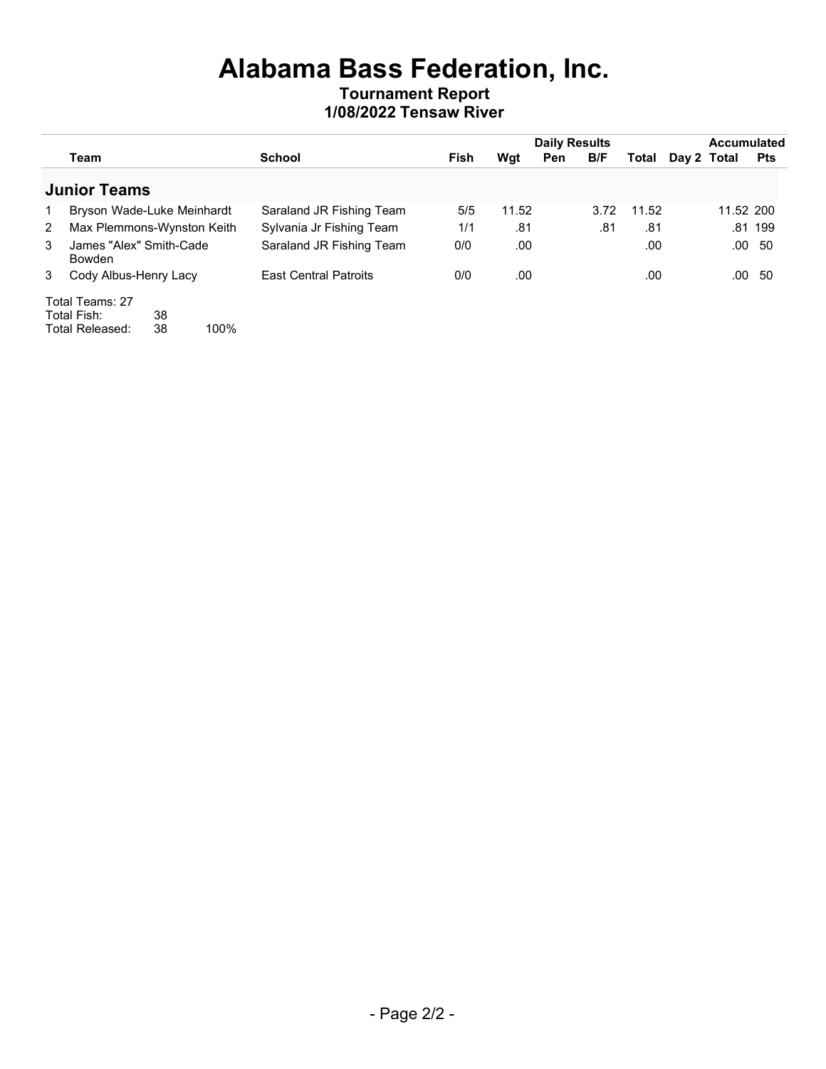# Alabama Bass Federation, Inc.

**Tournament Report**
**1/08/2022 Tensaw River**

| | | | | | Daily Results | | | | Accumulated | |
|---|---|---|---|---|---|---|---|---|---|---|
| | **Team** | **School** | **Fish** | **Wgt** | **Pen** | **B/F** | **Total** | **Day 2** | **Total** | **Pts** |
| | **Junior Teams** | | | | | | | | | |
| 1 | Bryson Wade-Luke Meinhardt | Saraland JR Fishing Team | 5/5 | 11.52 | | 3.72 | 11.52 | | 11.52 | 200 |
| 2 | Max Plemmons-Wynston Keith | Sylvania Jr Fishing Team | 1/1 | .81 | | .81 | .81 | | .81 | 199 |
| 3 | James "Alex" Smith-Cade Bowden | Saraland JR Fishing Team | 0/0 | .00 | | | .00 | | .00 | 50 |
| 3 | Cody Albus-Henry Lacy | East Central Patroits | 0/0 | .00 | | | .00 | | .00 | 50 |

Total Teams: 27
Total Fish: 38
Total Released: 38 100%